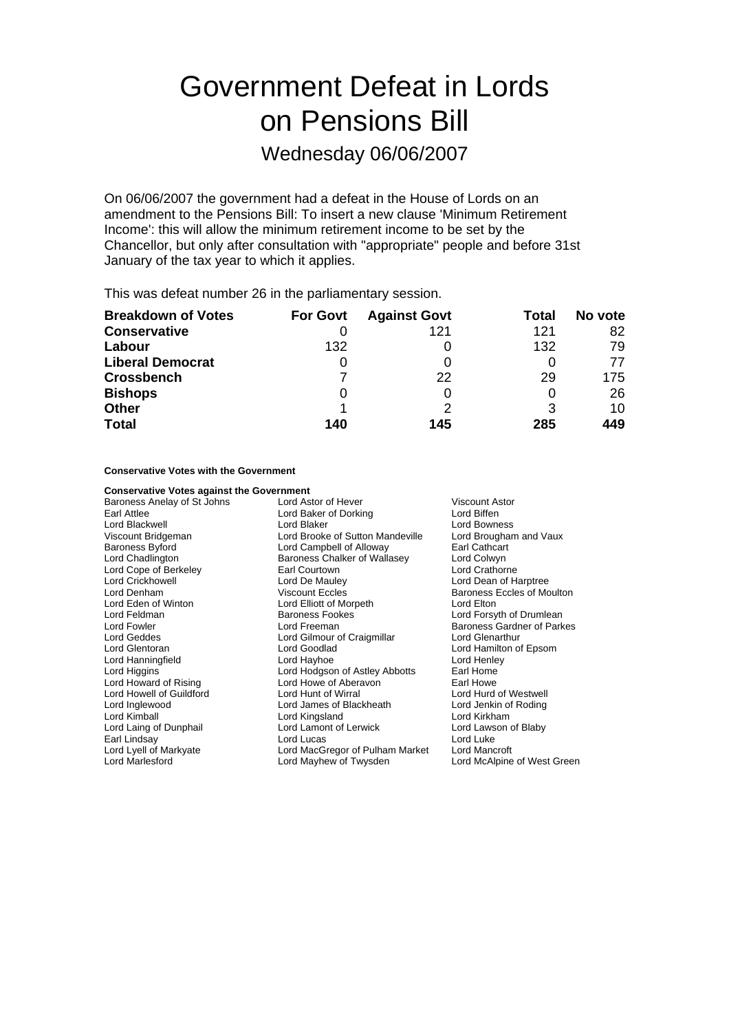# Government Defeat in Lords on Pensions Bill

## Wednesday 06/06/2007

On 06/06/2007 the government had a defeat in the House of Lords on an amendment to the Pensions Bill: To insert a new clause 'Minimum Retirement Income': this will allow the minimum retirement income to be set by the Chancellor, but only after consultation with "appropriate" people and before 31st January of the tax year to which it applies.

This was defeat number 26 in the parliamentary session.

| **Breakdown of Votes** | **For Govt** | **Against Govt** | **Total** | **No vote** |
|---|---|---|---|---|
| **Conservative** | 0 | 121 | 121 | 82 |
| **Labour** | 132 | 0 | 132 | 79 |
| **Liberal Democrat** | 0 | 0 | 0 | 77 |
| **Crossbench** | 7 | 22 | 29 | 175 |
| **Bishops** | 0 | 0 | 0 | 26 |
| **Other** | 1 | 2 | 3 | 10 |
| **Total** | **140** | **145** | **285** | **449** |

**Conservative Votes with the Government**

**Conservative Votes against the Government**

Baroness Anelay of St Johns
Lord Astor of Hever
Viscount Astor
Earl Attlee
Lord Baker of Dorking
Lord Biffen
Lord Blackwell
Lord Blaker
Lord Bowness
Viscount Bridgeman
Lord Brooke of Sutton Mandeville
Lord Brougham and Vaux
Baroness Byford
Lord Campbell of Alloway
Earl Cathcart
Lord Chadlington
Baroness Chalker of Wallasey
Lord Colwyn
Lord Cope of Berkeley
Earl Courtown
Lord Crathorne
Lord Crickhowell
Lord De Mauley
Lord Dean of Harptree
Lord Denham
Viscount Eccles
Baroness Eccles of Moulton
Lord Eden of Winton
Lord Elliott of Morpeth
Lord Elton
Lord Feldman
Baroness Fookes
Lord Forsyth of Drumlean
Lord Fowler
Lord Freeman
Baroness Gardner of Parkes
Lord Geddes
Lord Gilmour of Craigmillar
Lord Glenarthur
Lord Glentoran
Lord Goodlad
Lord Hamilton of Epsom
Lord Hanningfield
Lord Hayhoe
Lord Henley
Lord Higgins
Lord Hodgson of Astley Abbotts
Earl Home
Lord Howard of Rising
Lord Howe of Aberavon
Earl Howe
Lord Howell of Guildford
Lord Hunt of Wirral
Lord Hurd of Westwell
Lord Inglewood
Lord James of Blackheath
Lord Jenkin of Roding
Lord Kimball
Lord Kingsland
Lord Kirkham
Lord Laing of Dunphail
Lord Lamont of Lerwick
Lord Lawson of Blaby
Earl Lindsay
Lord Lucas
Lord Luke
Lord Lyell of Markyate
Lord MacGregor of Pulham Market
Lord Mancroft
Lord Marlesford
Lord Mayhew of Twysden
Lord McAlpine of West Green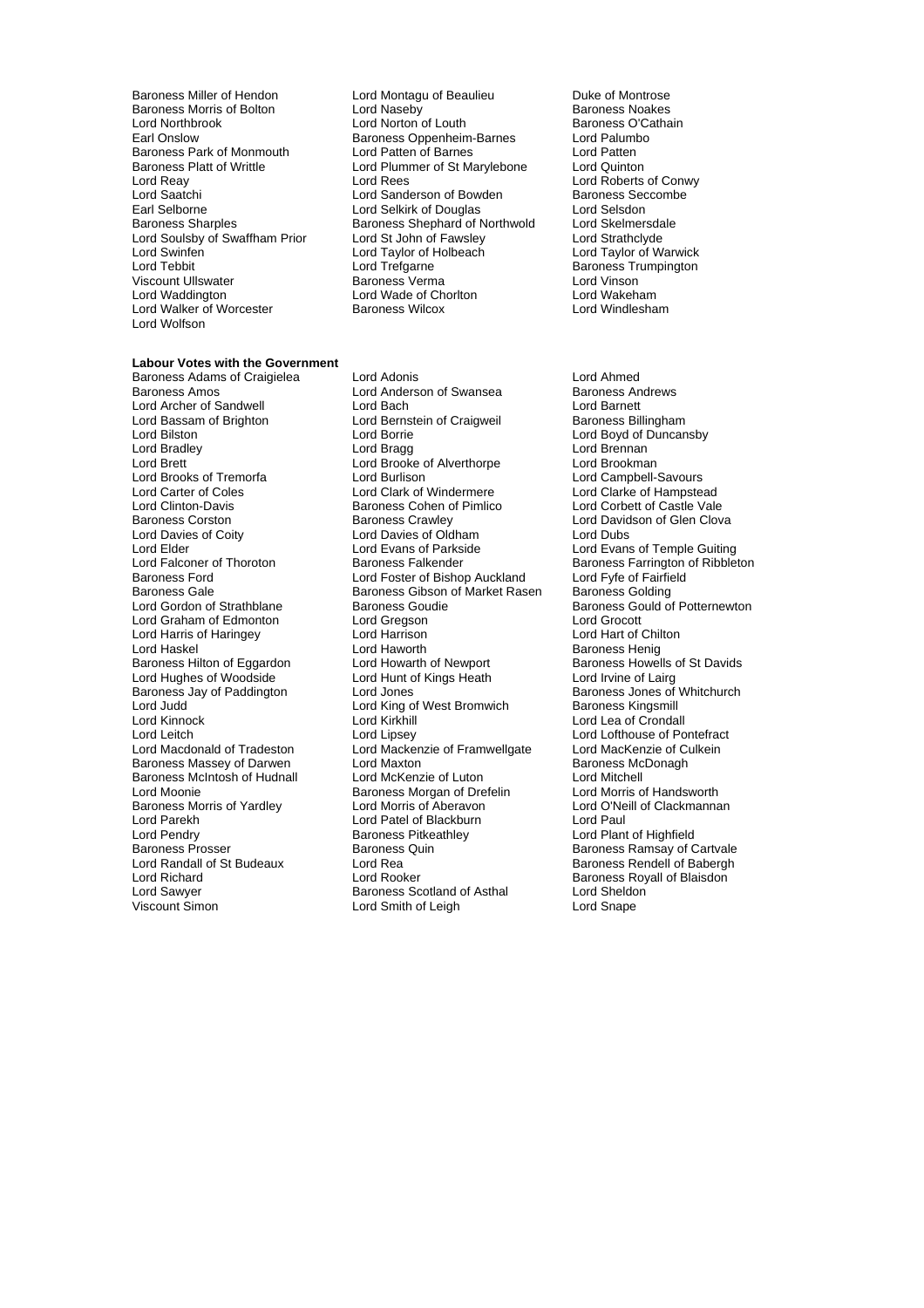Baroness Miller of Hendon
Lord Montagu of Beaulieu
Duke of Montrose
Baroness Morris of Bolton
Lord Naseby
Baroness Noakes
Lord Northbrook
Lord Norton of Louth
Baroness O'Cathain
Earl Onslow
Baroness Oppenheim-Barnes
Lord Palumbo
Baroness Park of Monmouth
Lord Patten of Barnes
Lord Patten
Baroness Platt of Writtle
Lord Plummer of St Marylebone
Lord Quinton
Lord Reay
Lord Rees
Lord Roberts of Conwy
Lord Saatchi
Lord Sanderson of Bowden
Baroness Seccombe
Earl Selborne
Lord Selkirk of Douglas
Lord Selsdon
Baroness Sharples
Baroness Shephard of Northwold
Lord Skelmersdale
Lord Soulsby of Swaffham Prior
Lord St John of Fawsley
Lord Strathclyde
Lord Swinfen
Lord Taylor of Holbeach
Lord Taylor of Warwick
Lord Tebbit
Lord Trefgarne
Baroness Trumpington
Viscount Ullswater
Baroness Verma
Lord Vinson
Lord Waddington
Lord Wade of Chorlton
Lord Wakeham
Lord Walker of Worcester
Baroness Wilcox
Lord Windlesham
Lord Wolfson

**Labour Votes with the Government**

Baroness Adams of Craigielea
Lord Adonis
Lord Ahmed
Baroness Amos
Lord Anderson of Swansea
Baroness Andrews
Lord Archer of Sandwell
Lord Bach
Lord Barnett
Lord Bassam of Brighton
Lord Bernstein of Craigweil
Baroness Billingham
Lord Bilston
Lord Borrie
Lord Boyd of Duncansby
Lord Bradley
Lord Bragg
Lord Brennan
Lord Brett
Lord Brooke of Alverthorpe
Lord Brookman
Lord Brooks of Tremorfa
Lord Burlison
Lord Campbell-Savours
Lord Carter of Coles
Lord Clark of Windermere
Lord Clarke of Hampstead
Lord Clinton-Davis
Baroness Cohen of Pimlico
Lord Corbett of Castle Vale
Baroness Corston
Baroness Crawley
Lord Davidson of Glen Clova
Lord Davies of Coity
Lord Davies of Oldham
Lord Dubs
Lord Elder
Lord Evans of Parkside
Lord Evans of Temple Guiting
Lord Falconer of Thoroton
Baroness Falkender
Baroness Farrington of Ribbleton
Baroness Ford
Lord Foster of Bishop Auckland
Lord Fyfe of Fairfield
Baroness Gale
Baroness Gibson of Market Rasen
Baroness Golding
Lord Gordon of Strathblane
Baroness Goudie
Baroness Gould of Potternewton
Lord Graham of Edmonton
Lord Gregson
Lord Grocott
Lord Harris of Haringey
Lord Harrison
Lord Hart of Chilton
Lord Haskel
Lord Haworth
Baroness Henig
Baroness Hilton of Eggardon
Lord Howarth of Newport
Baroness Howells of St Davids
Lord Hughes of Woodside
Lord Hunt of Kings Heath
Lord Irvine of Lairg
Baroness Jay of Paddington
Lord Jones
Baroness Jones of Whitchurch
Lord Judd
Lord King of West Bromwich
Baroness Kingsmill
Lord Kinnock
Lord Kirkhill
Lord Lea of Crondall
Lord Leitch
Lord Lipsey
Lord Lofthouse of Pontefract
Lord Macdonald of Tradeston
Lord Mackenzie of Framwellgate
Lord MacKenzie of Culkein
Baroness Massey of Darwen
Lord Maxton
Baroness McDonagh
Baroness McIntosh of Hudnall
Lord McKenzie of Luton
Lord Mitchell
Lord Moonie
Baroness Morgan of Drefelin
Lord Morris of Handsworth
Baroness Morris of Yardley
Lord Morris of Aberavon
Lord O'Neill of Clackmannan
Lord Parekh
Lord Patel of Blackburn
Lord Paul
Lord Pendry
Baroness Pitkeathley
Lord Plant of Highfield
Baroness Prosser
Baroness Quin
Baroness Ramsay of Cartvale
Lord Randall of St Budeaux
Lord Rea
Baroness Rendell of Babergh
Lord Richard
Lord Rooker
Baroness Royall of Blaisdon
Lord Sawyer
Baroness Scotland of Asthal
Lord Sheldon
Viscount Simon
Lord Smith of Leigh
Lord Snape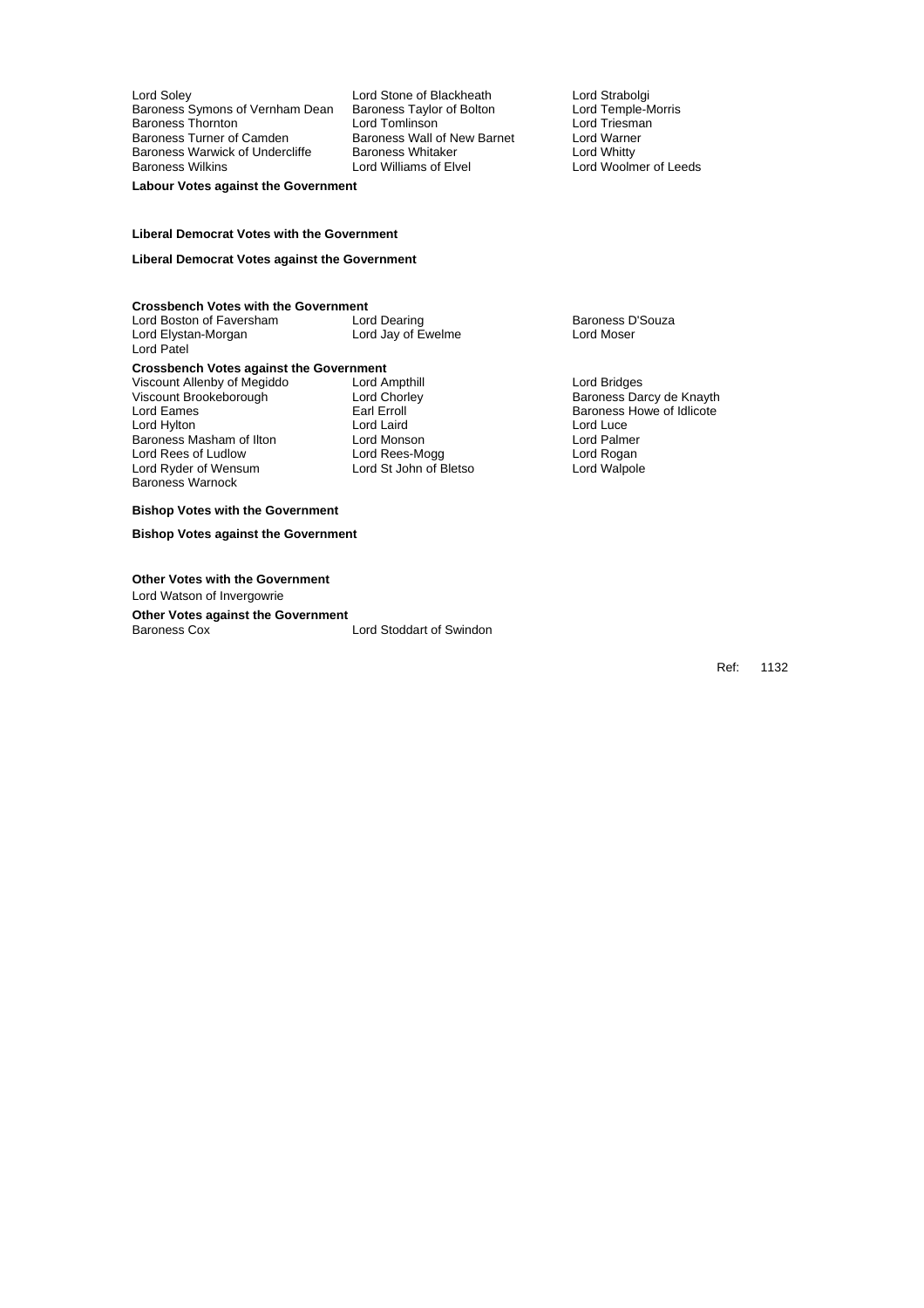Lord Soley
Baroness Symons of Vernham Dean
Baroness Thornton
Baroness Turner of Camden
Baroness Warwick of Undercliffe
Baroness Wilkins
Lord Stone of Blackheath
Baroness Taylor of Bolton
Lord Tomlinson
Baroness Wall of New Barnet
Baroness Whitaker
Lord Williams of Elvel
Lord Strabolgi
Lord Temple-Morris
Lord Triesman
Lord Warner
Lord Whitty
Lord Woolmer of Leeds

**Labour Votes against the Government**

**Liberal Democrat Votes with the Government**

**Liberal Democrat Votes against the Government**

**Crossbench Votes with the Government**

Lord Boston of Faversham
Lord Elystan-Morgan
Lord Patel
Lord Dearing
Lord Jay of Ewelme
Baroness D'Souza
Lord Moser

**Crossbench Votes against the Government**

Viscount Allenby of Megiddo
Viscount Brookeborough
Lord Eames
Lord Hylton
Baroness Masham of Ilton
Lord Rees of Ludlow
Lord Ryder of Wensum
Baroness Warnock
Lord Ampthill
Lord Chorley
Earl Erroll
Lord Laird
Lord Monson
Lord Rees-Mogg
Lord St John of Bletso
Lord Bridges
Baroness Darcy de Knayth
Baroness Howe of Idlicote
Lord Luce
Lord Palmer
Lord Rogan
Lord Walpole

**Bishop Votes with the Government**

**Bishop Votes against the Government**

**Other Votes with the Government**

Lord Watson of Invergowrie

**Other Votes against the Government**

Baroness Cox
Lord Stoddart of Swindon

Ref: 1132